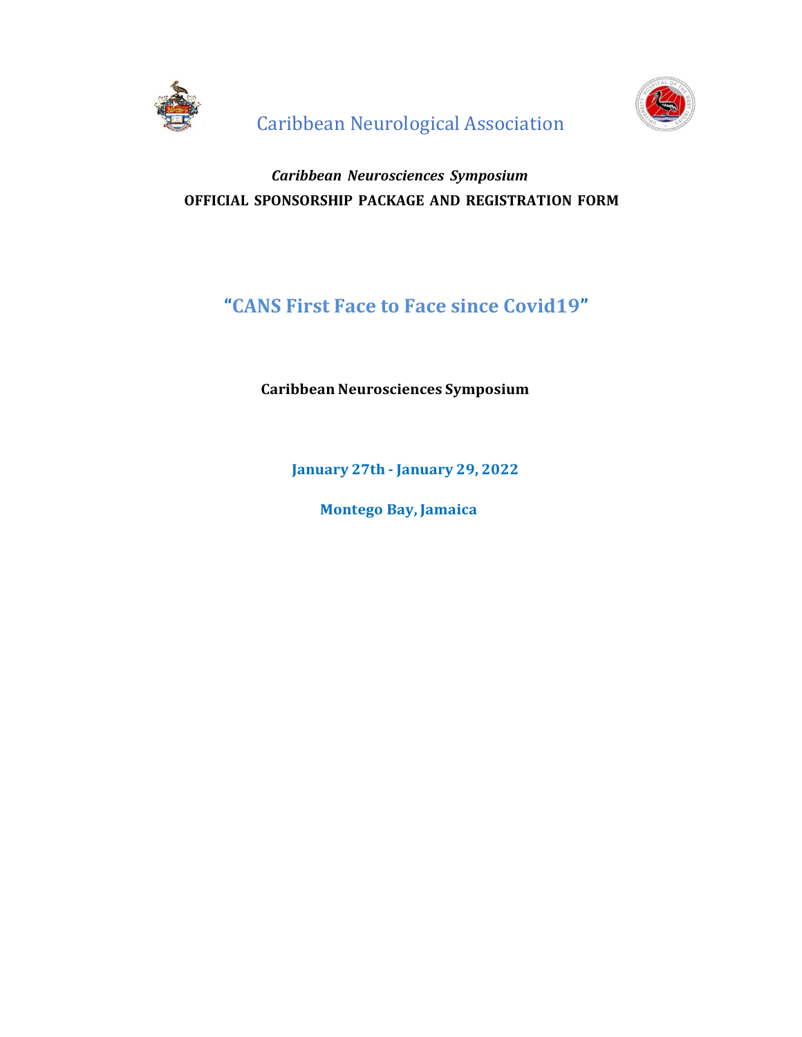# Caribbean Neurological Association

***Caribbean Neurosciences Symposium***

**OFFICIAL SPONSORSHIP PACKAGE AND REGISTRATION FORM**

## "CANS First Face to Face since Covid19"

**Caribbean Neurosciences Symposium**

**January 27th - January 29, 2022**

**Montego Bay, Jamaica**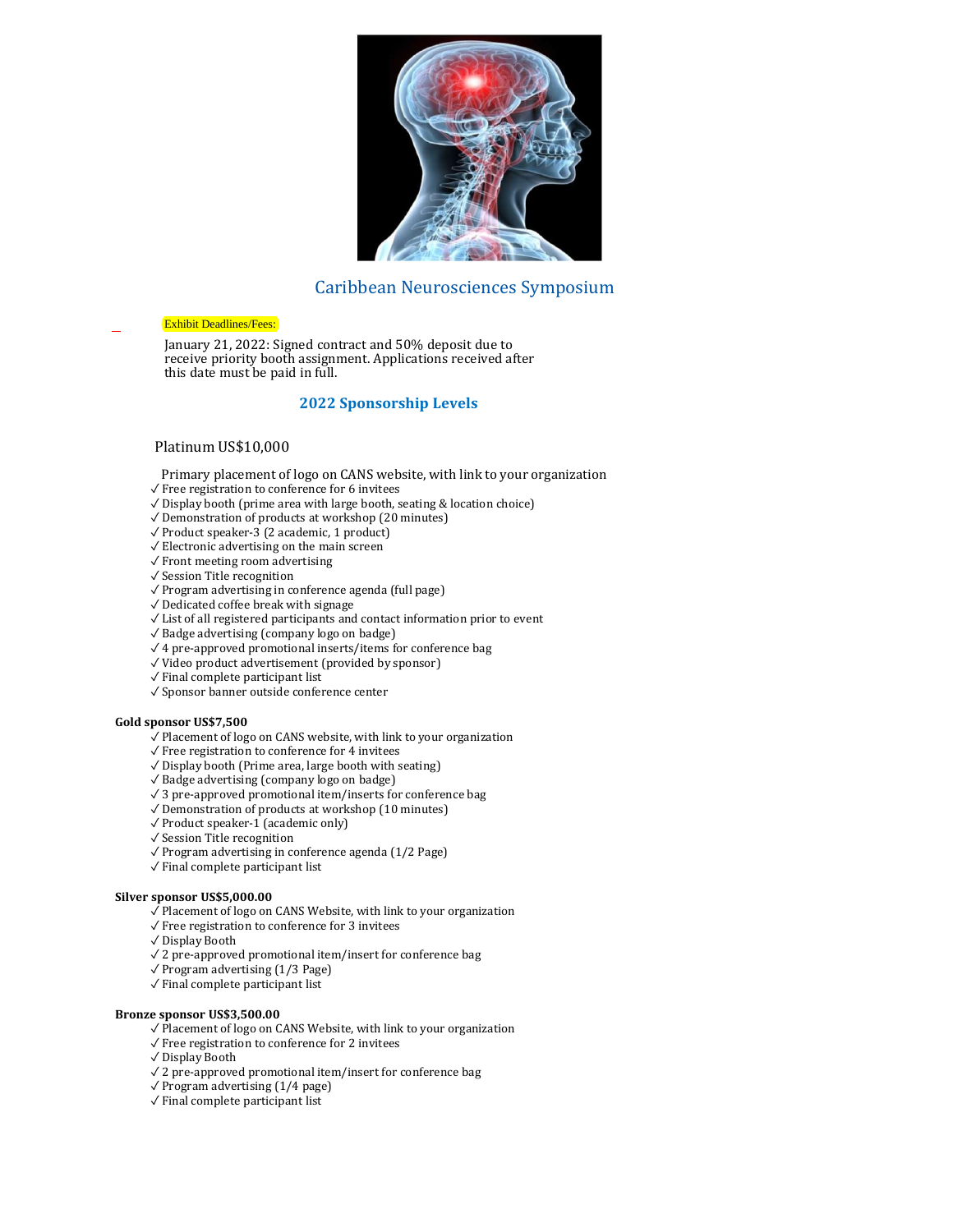## Caribbean Neurosciences Symposium

Exhibit Deadlines/Fees:

January 21, 2022: Signed contract and 50% deposit due to receive priority booth assignment. Applications received after this date must be paid in full.

### 2022 Sponsorship Levels

Platinum US$10,000

Primary placement of logo on CANS website, with link to your organization

- ✓ Free registration to conference for 6 invitees
- ✓ Display booth (prime area with large booth, seating & location choice)
- ✓ Demonstration of products at workshop (20 minutes)
- ✓ Product speaker-3 (2 academic, 1 product)
- ✓ Electronic advertising on the main screen
- ✓ Front meeting room advertising
- ✓ Session Title recognition
- ✓ Program advertising in conference agenda (full page)
- ✓ Dedicated coffee break with signage
- ✓ List of all registered participants and contact information prior to event
- ✓ Badge advertising (company logo on badge)
- ✓ 4 pre-approved promotional inserts/items for conference bag
- ✓ Video product advertisement (provided by sponsor)
- ✓ Final complete participant list
- ✓ Sponsor banner outside conference center

**Gold sponsor US$7,500**

- ✓ Placement of logo on CANS website, with link to your organization
- ✓ Free registration to conference for 4 invitees
- ✓ Display booth (Prime area, large booth with seating)
- ✓ Badge advertising (company logo on badge)
- ✓ 3 pre-approved promotional item/inserts for conference bag
- ✓ Demonstration of products at workshop (10 minutes)
- ✓ Product speaker-1 (academic only)
- ✓ Session Title recognition
- ✓ Program advertising in conference agenda (1/2 Page)
- ✓ Final complete participant list

**Silver sponsor US$5,000.00**

- ✓ Placement of logo on CANS Website, with link to your organization
- ✓ Free registration to conference for 3 invitees
- ✓ Display Booth
- ✓ 2 pre-approved promotional item/insert for conference bag
- ✓ Program advertising (1/3 Page)
- ✓ Final complete participant list

**Bronze sponsor US$3,500.00**

- ✓ Placement of logo on CANS Website, with link to your organization
- ✓ Free registration to conference for 2 invitees
- ✓ Display Booth
- ✓ 2 pre-approved promotional item/insert for conference bag
- ✓ Program advertising (1/4 page)
- ✓ Final complete participant list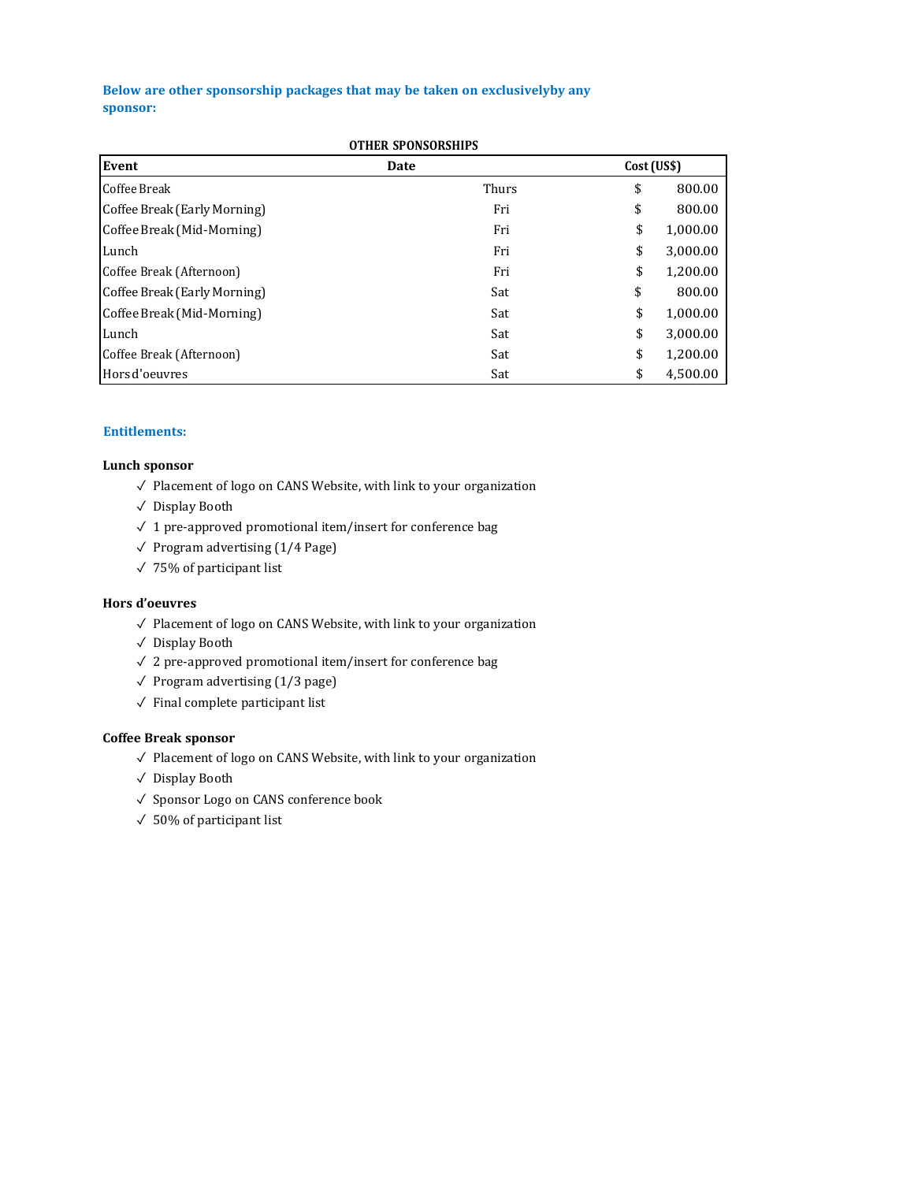**Below are other sponsorship packages that may be taken on exclusivelyby any sponsor:**

**OTHER SPONSORSHIPS**

| Event | Date | Cost (US$) |
|---|---|---|
| Coffee Break | Thurs | $ 800.00 |
| Coffee Break (Early Morning) | Fri | $ 800.00 |
| Coffee Break (Mid-Morning) | Fri | $ 1,000.00 |
| Lunch | Fri | $ 3,000.00 |
| Coffee Break (Afternoon) | Fri | $ 1,200.00 |
| Coffee Break (Early Morning) | Sat | $ 800.00 |
| Coffee Break (Mid-Morning) | Sat | $ 1,000.00 |
| Lunch | Sat | $ 3,000.00 |
| Coffee Break (Afternoon) | Sat | $ 1,200.00 |
| Hors d'oeuvres | Sat | $ 4,500.00 |

**Entitlements:**

**Lunch sponsor**

- ✓ Placement of logo on CANS Website, with link to your organization
- ✓ Display Booth
- ✓ 1 pre-approved promotional item/insert for conference bag
- ✓ Program advertising (1/4 Page)
- ✓ 75% of participant list

**Hors d'oeuvres**

- ✓ Placement of logo on CANS Website, with link to your organization
- ✓ Display Booth
- ✓ 2 pre-approved promotional item/insert for conference bag
- ✓ Program advertising (1/3 page)
- ✓ Final complete participant list

**Coffee Break sponsor**

- ✓ Placement of logo on CANS Website, with link to your organization
- ✓ Display Booth
- ✓ Sponsor Logo on CANS conference book
- ✓ 50% of participant list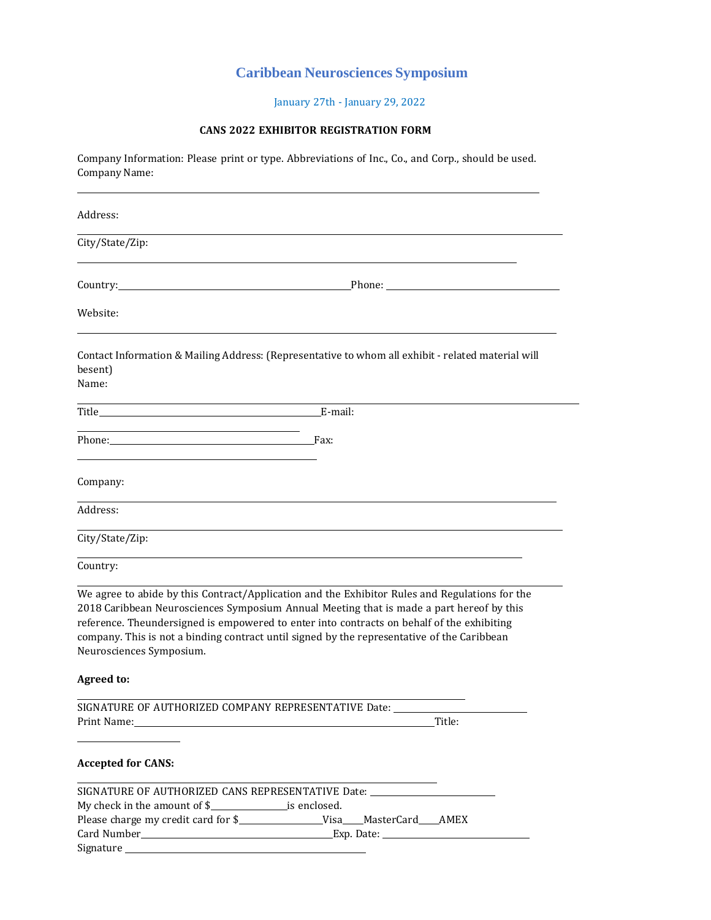# Caribbean Neurosciences Symposium

January 27th - January 29, 2022

### CANS 2022 EXHIBITOR REGISTRATION FORM

Company Information: Please print or type. Abbreviations of Inc., Co., and Corp., should be used.
Company Name:

\_\_\_\_\_\_\_\_\_\_\_\_\_\_\_\_\_\_\_\_\_\_\_\_\_\_\_\_\_\_\_\_\_\_\_\_\_\_\_\_\_\_\_\_\_\_\_\_\_\_\_\_\_\_\_\_\_\_\_\_\_\_\_\_\_\_\_\_\_\_\_\_\_\_\_\_\_\_\_\_\_\_

Address:

\_\_\_\_\_\_\_\_\_\_\_\_\_\_\_\_\_\_\_\_\_\_\_\_\_\_\_\_\_\_\_\_\_\_\_\_\_\_\_\_\_\_\_\_\_\_\_\_\_\_\_\_\_\_\_\_\_\_\_\_\_\_\_\_\_\_\_\_\_\_\_\_\_\_\_\_\_\_\_\_\_\_

City/State/Zip:

\_\_\_\_\_\_\_\_\_\_\_\_\_\_\_\_\_\_\_\_\_\_\_\_\_\_\_\_\_\_\_\_\_\_\_\_\_\_\_\_\_\_\_\_\_\_\_\_\_\_\_\_\_\_\_\_\_\_\_\_\_\_\_\_\_\_\_\_\_\_\_\_\_\_\_\_\_\_\_\_\_\_

Country:\_\_\_\_\_\_\_\_\_\_\_\_\_\_\_\_\_\_\_\_\_\_\_\_\_\_\_\_\_\_\_\_\_\_\_\_\_\_\_\_\_\_\_\_Phone: \_\_\_\_\_\_\_\_\_\_\_\_\_\_\_\_\_\_\_\_\_\_\_\_\_\_\_\_\_\_\_\_\_\_

Website:

\_\_\_\_\_\_\_\_\_\_\_\_\_\_\_\_\_\_\_\_\_\_\_\_\_\_\_\_\_\_\_\_\_\_\_\_\_\_\_\_\_\_\_\_\_\_\_\_\_\_\_\_\_\_\_\_\_\_\_\_\_\_\_\_\_\_\_\_\_\_\_\_\_\_\_\_\_\_\_\_\_\_

Contact Information & Mailing Address: (Representative to whom all exhibit - related material will besent)
Name:

\_\_\_\_\_\_\_\_\_\_\_\_\_\_\_\_\_\_\_\_\_\_\_\_\_\_\_\_\_\_\_\_\_\_\_\_\_\_\_\_\_\_\_\_\_\_\_\_\_\_\_\_\_\_\_\_\_\_\_\_\_\_\_\_\_\_\_\_\_\_\_\_\_\_\_\_\_\_\_\_\_\_

Title\_\_\_\_\_\_\_\_\_\_\_\_\_\_\_\_\_\_\_\_\_\_\_\_\_\_\_\_\_\_\_\_\_\_\_\_\_\_\_\_\_\_\_\_E-mail:

\_\_\_\_\_\_\_\_\_\_\_\_\_\_\_\_\_\_\_\_\_\_\_\_\_\_\_\_\_\_\_\_\_\_\_\_\_\_\_\_\_\_\_\_

Phone:\_\_\_\_\_\_\_\_\_\_\_\_\_\_\_\_\_\_\_\_\_\_\_\_\_\_\_\_\_\_\_\_\_\_\_\_\_\_\_\_\_\_\_\_Fax:

\_\_\_\_\_\_\_\_\_\_\_\_\_\_\_\_\_\_\_\_\_\_\_\_\_\_\_\_\_\_\_\_\_\_\_\_\_\_\_\_\_\_\_\_

Company:

\_\_\_\_\_\_\_\_\_\_\_\_\_\_\_\_\_\_\_\_\_\_\_\_\_\_\_\_\_\_\_\_\_\_\_\_\_\_\_\_\_\_\_\_\_\_\_\_\_\_\_\_\_\_\_\_\_\_\_\_\_\_\_\_\_\_\_\_\_\_\_\_\_\_\_\_\_\_\_\_\_\_

Address:

\_\_\_\_\_\_\_\_\_\_\_\_\_\_\_\_\_\_\_\_\_\_\_\_\_\_\_\_\_\_\_\_\_\_\_\_\_\_\_\_\_\_\_\_\_\_\_\_\_\_\_\_\_\_\_\_\_\_\_\_\_\_\_\_\_\_\_\_\_\_\_\_\_\_\_\_\_\_\_\_\_\_

City/State/Zip:

\_\_\_\_\_\_\_\_\_\_\_\_\_\_\_\_\_\_\_\_\_\_\_\_\_\_\_\_\_\_\_\_\_\_\_\_\_\_\_\_\_\_\_\_\_\_\_\_\_\_\_\_\_\_\_\_\_\_\_\_\_\_\_\_\_\_\_\_\_\_\_\_\_\_\_\_\_\_\_\_\_\_

Country:

\_\_\_\_\_\_\_\_\_\_\_\_\_\_\_\_\_\_\_\_\_\_\_\_\_\_\_\_\_\_\_\_\_\_\_\_\_\_\_\_\_\_\_\_\_\_\_\_\_\_\_\_\_\_\_\_\_\_\_\_\_\_\_\_\_\_\_\_\_\_\_\_\_\_\_\_\_\_\_\_\_\_

We agree to abide by this Contract/Application and the Exhibitor Rules and Regulations for the 2018 Caribbean Neurosciences Symposium Annual Meeting that is made a part hereof by this reference. Theundersigned is empowered to enter into contracts on behalf of the exhibiting company. This is not a binding contract until signed by the representative of the Caribbean Neurosciences Symposium.

**Agreed to:**

\_\_\_\_\_\_\_\_\_\_\_\_\_\_\_\_\_\_\_\_\_\_\_\_\_\_\_\_\_\_\_\_\_\_\_\_\_\_\_\_\_\_\_\_\_\_\_\_\_\_\_\_\_\_\_\_\_\_\_\_\_\_\_\_\_\_\_\_\_\_\_\_

SIGNATURE OF AUTHORIZED COMPANY REPRESENTATIVE Date: \_\_\_\_\_\_\_\_\_\_\_\_\_\_\_\_\_\_\_\_\_\_\_\_\_\_
Print Name:\_\_\_\_\_\_\_\_\_\_\_\_\_\_\_\_\_\_\_\_\_\_\_\_\_\_\_\_\_\_\_\_\_\_\_\_\_\_\_\_\_\_\_\_\_\_\_\_\_\_\_\_\_\_\_\_\_\_Title:

\_\_\_\_\_\_\_\_\_\_\_\_\_\_\_\_\_\_\_\_

**Accepted for CANS:**

\_\_\_\_\_\_\_\_\_\_\_\_\_\_\_\_\_\_\_\_\_\_\_\_\_\_\_\_\_\_\_\_\_\_\_\_\_\_\_\_\_\_\_\_\_\_\_\_\_\_\_\_\_\_\_\_\_\_\_\_\_\_\_\_\_\_\_\_

SIGNATURE OF AUTHORIZED CANS REPRESENTATIVE Date: \_\_\_\_\_\_\_\_\_\_\_\_\_\_\_\_\_\_\_\_\_\_\_\_
My check in the amount of $\_\_\_\_\_\_\_\_\_\_\_\_\_\_\_\_is enclosed.
Please charge my credit card for $\_\_\_\_\_\_\_\_\_\_\_\_\_\_\_\_\_\_Visa\_\_\_\_MasterCard\_\_\_\_AMEX
Card Number\_\_\_\_\_\_\_\_\_\_\_\_\_\_\_\_\_\_\_\_\_\_\_\_\_\_\_\_\_\_\_\_\_\_\_\_\_\_Exp. Date: \_\_\_\_\_\_\_\_\_\_\_\_\_\_\_\_\_\_\_\_\_\_\_\_\_\_\_\_\_
Signature \_\_\_\_\_\_\_\_\_\_\_\_\_\_\_\_\_\_\_\_\_\_\_\_\_\_\_\_\_\_\_\_\_\_\_\_\_\_\_\_\_\_\_\_\_\_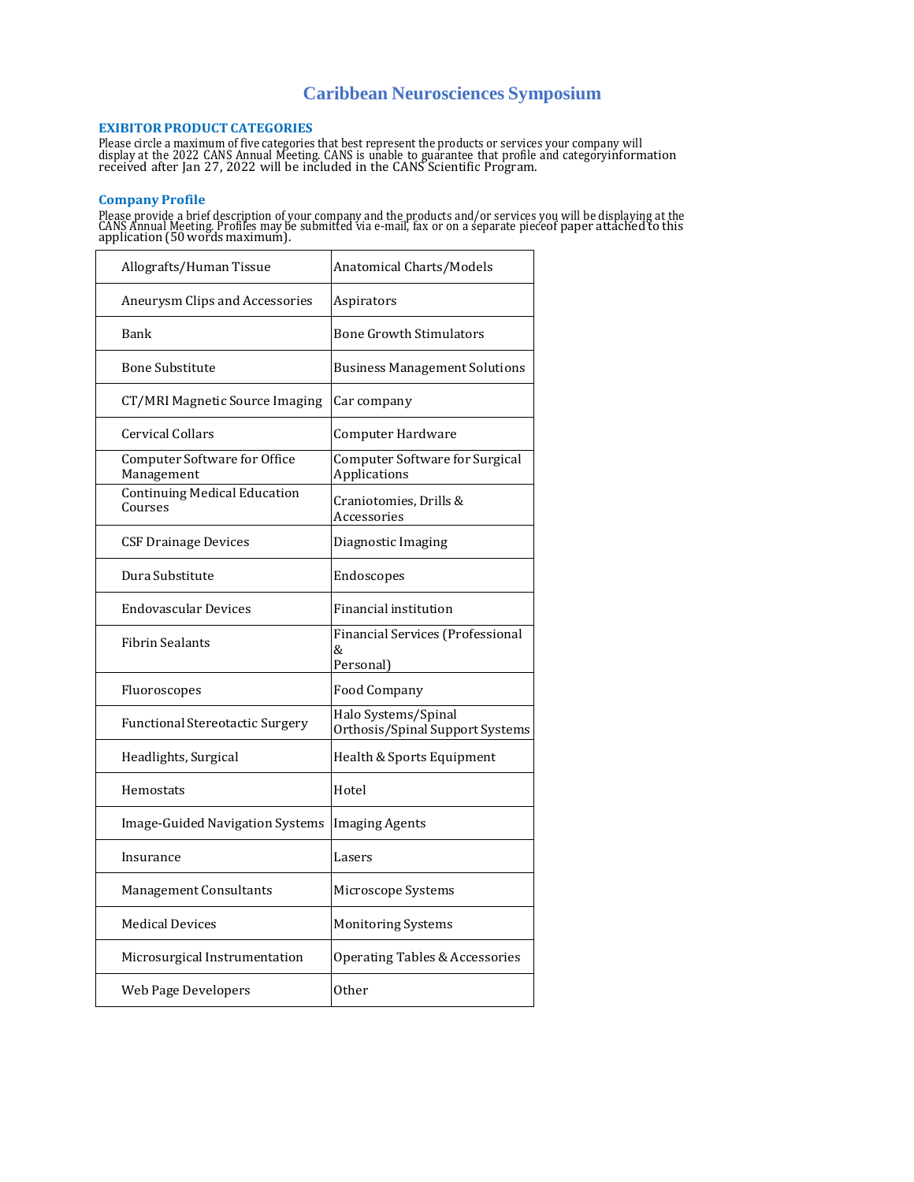# Caribbean Neurosciences Symposium

### EXIBITOR PRODUCT CATEGORIES

Please circle a maximum of five categories that best represent the products or services your company will display at the 2022 CANS Annual Meeting. CANS is unable to guarantee that profile and categoryinformation received after Jan 27, 2022 will be included in the CANS Scientific Program.

### Company Profile

Please provide a brief description of your company and the products and/or services you will be displaying at the CANS Annual Meeting. Profiles may be submitted via e-mail, fax or on a separate pieceof paper attached to this application (50 words maximum).

| | |
|---|---|
| Allografts/Human Tissue | Anatomical Charts/Models |
| Aneurysm Clips and Accessories | Aspirators |
| Bank | Bone Growth Stimulators |
| Bone Substitute | Business Management Solutions |
| CT/MRI Magnetic Source Imaging | Car company |
| Cervical Collars | Computer Hardware |
| Computer Software for Office Management | Computer Software for Surgical Applications |
| Continuing Medical Education Courses | Craniotomies, Drills & Accessories |
| CSF Drainage Devices | Diagnostic Imaging |
| Dura Substitute | Endoscopes |
| Endovascular Devices | Financial institution |
| Fibrin Sealants | Financial Services (Professional & Personal) |
| Fluoroscopes | Food Company |
| Functional Stereotactic Surgery | Halo Systems/Spinal Orthosis/Spinal Support Systems |
| Headlights, Surgical | Health & Sports Equipment |
| Hemostats | Hotel |
| Image-Guided Navigation Systems | Imaging Agents |
| Insurance | Lasers |
| Management Consultants | Microscope Systems |
| Medical Devices | Monitoring Systems |
| Microsurgical Instrumentation | Operating Tables & Accessories |
| Web Page Developers | Other |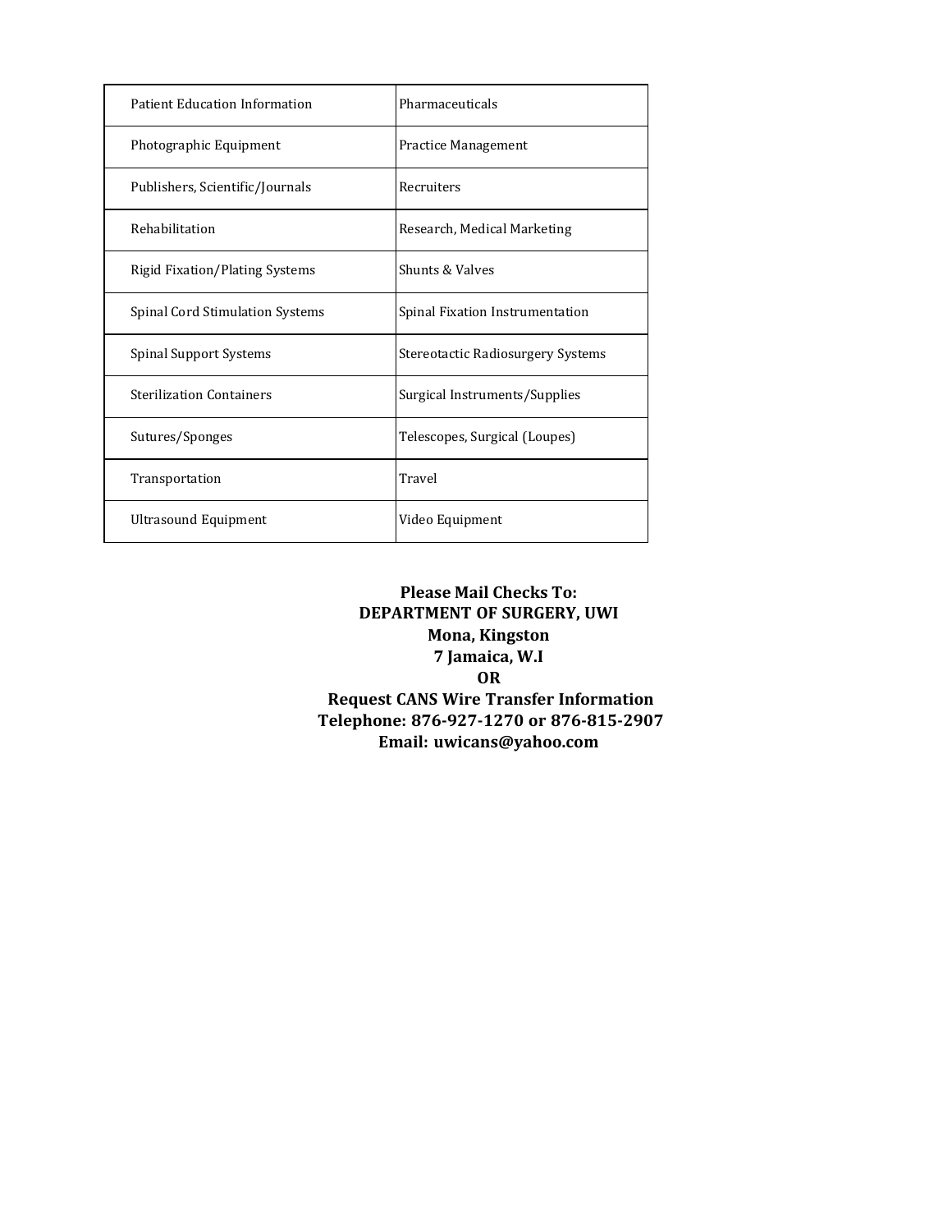| | |
|---|---|
| Patient Education Information | Pharmaceuticals |
| Photographic Equipment | Practice Management |
| Publishers, Scientific/Journals | Recruiters |
| Rehabilitation | Research, Medical Marketing |
| Rigid Fixation/Plating Systems | Shunts & Valves |
| Spinal Cord Stimulation Systems | Spinal Fixation Instrumentation |
| Spinal Support Systems | Stereotactic Radiosurgery Systems |
| Sterilization Containers | Surgical Instruments/Supplies |
| Sutures/Sponges | Telescopes, Surgical (Loupes) |
| Transportation | Travel |
| Ultrasound Equipment | Video Equipment |

**Please Mail Checks To:**
**DEPARTMENT OF SURGERY, UWI**
**Mona, Kingston**
**7 Jamaica, W.I**
**OR**
**Request CANS Wire Transfer Information**
**Telephone: 876-927-1270 or 876-815-2907**
**Email: uwicans@yahoo.com**